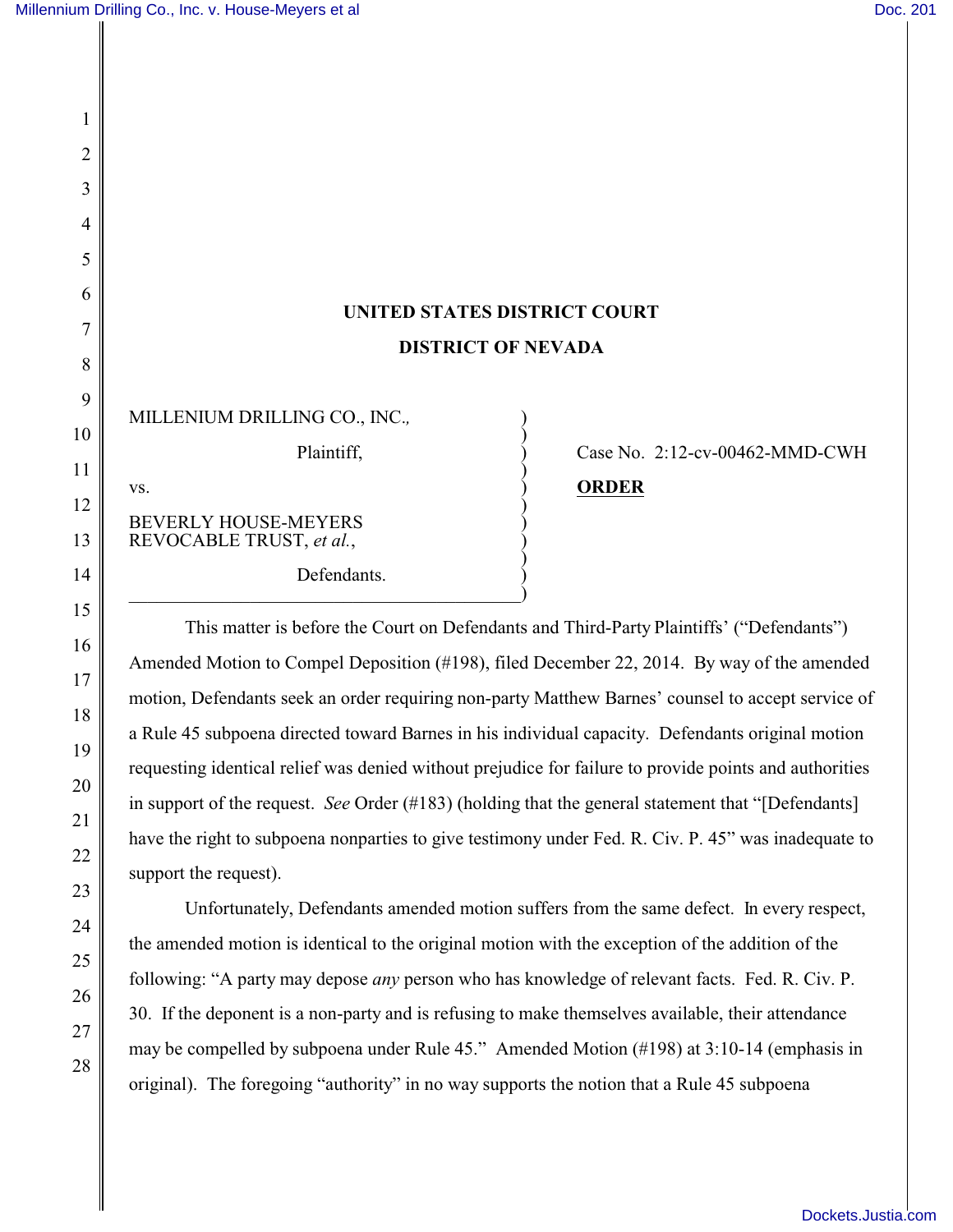UNITED STATES DISTRICT COURT

DISTRICT OF NEVADA

MILLENIUM DRILLING CO., INC.,

Plaintiff,

vs.

BEVERLY HOUSE-MEYERS REVOCABLE TRUST, *et al.*,

Defendants.

Case No. 2:12-cv-00462-MMD-CWH

**ORDER**

This matter is before the Court on Defendants and Third-Party Plaintiffs' ("Defendants") Amended Motion to Compel Deposition (#198), filed December 22, 2014. By way of the amended motion, Defendants seek an order requiring non-party Matthew Barnes' counsel to accept service of a Rule 45 subpoena directed toward Barnes in his individual capacity. Defendants original motion requesting identical relief was denied without prejudice for failure to provide points and authorities in support of the request. *See* Order (#183) (holding that the general statement that "[Defendants] have the right to subpoena nonparties to give testimony under Fed. R. Civ. P. 45" was inadequate to support the request).

Unfortunately, Defendants amended motion suffers from the same defect. In every respect, the amended motion is identical to the original motion with the exception of the addition of the following: "A party may depose *any* person who has knowledge of relevant facts. Fed. R. Civ. P. 30. If the deponent is a non-party and is refusing to make themselves available, their attendance may be compelled by subpoena under Rule 45." Amended Motion (#198) at 3:10-14 (emphasis in original). The foregoing "authority" in no way supports the notion that a Rule 45 subpoena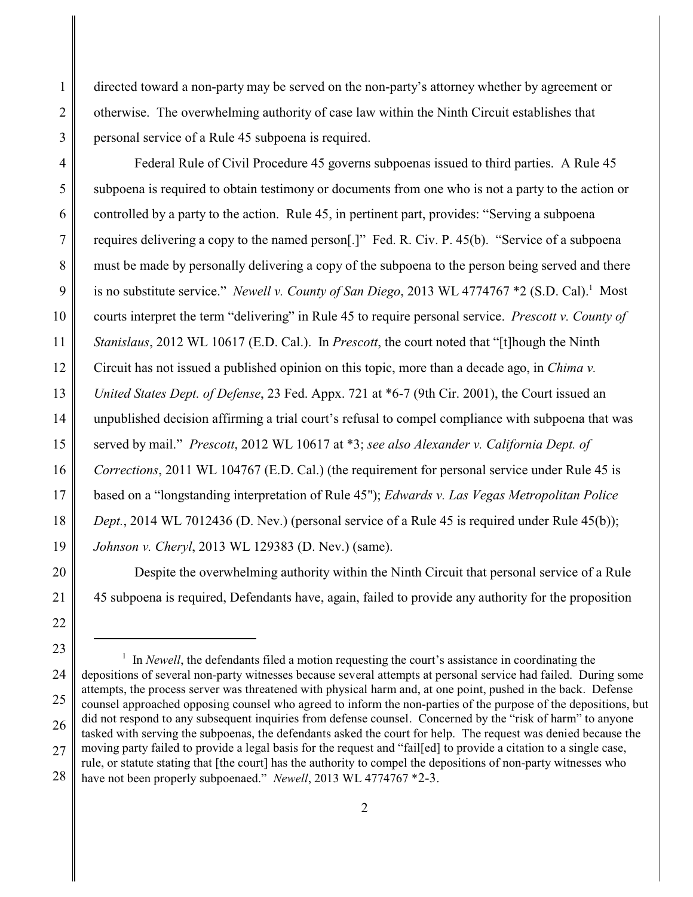directed toward a non-party may be served on the non-party's attorney whether by agreement or otherwise. The overwhelming authority of case law within the Ninth Circuit establishes that personal service of a Rule 45 subpoena is required.

Federal Rule of Civil Procedure 45 governs subpoenas issued to third parties. A Rule 45 subpoena is required to obtain testimony or documents from one who is not a party to the action or controlled by a party to the action. Rule 45, in pertinent part, provides: "Serving a subpoena requires delivering a copy to the named person[.]" Fed. R. Civ. P. 45(b). "Service of a subpoena must be made by personally delivering a copy of the subpoena to the person being served and there is no substitute service." *Newell v. County of San Diego*, 2013 WL 4774767 *2 (S.D. Cal).[1] Most courts interpret the term "delivering" in Rule 45 to require personal service. *Prescott v. County of Stanislaus*, 2012 WL 10617 (E.D. Cal.). In *Prescott*, the court noted that "[t]hough the Ninth Circuit has not issued a published opinion on this topic, more than a decade ago, in *Chima v. United States Dept. of Defense*, 23 Fed. Appx. 721 at *6-7 (9th Cir. 2001), the Court issued an unpublished decision affirming a trial court's refusal to compel compliance with subpoena that was served by mail." *Prescott*, 2012 WL 10617 at *3; *see also Alexander v. California Dept. of Corrections*, 2011 WL 104767 (E.D. Cal.) (the requirement for personal service under Rule 45 is based on a "longstanding interpretation of Rule 45"); *Edwards v. Las Vegas Metropolitan Police Dept.*, 2014 WL 7012436 (D. Nev.) (personal service of a Rule 45 is required under Rule 45(b)); *Johnson v. Cheryl*, 2013 WL 129383 (D. Nev.) (same).

Despite the overwhelming authority within the Ninth Circuit that personal service of a Rule 45 subpoena is required, Defendants have, again, failed to provide any authority for the proposition

---

[1] In *Newell*, the defendants filed a motion requesting the court's assistance in coordinating the depositions of several non-party witnesses because several attempts at personal service had failed. During some attempts, the process server was threatened with physical harm and, at one point, pushed in the back. Defense counsel approached opposing counsel who agreed to inform the non-parties of the purpose of the depositions, but did not respond to any subsequent inquiries from defense counsel. Concerned by the "risk of harm" to anyone tasked with serving the subpoenas, the defendants asked the court for help. The request was denied because the moving party failed to provide a legal basis for the request and "fail[ed] to provide a citation to a single case, rule, or statute stating that [the court] has the authority to compel the depositions of non-party witnesses who have not been properly subpoenaed." *Newell*, 2013 WL 4774767 *2-3.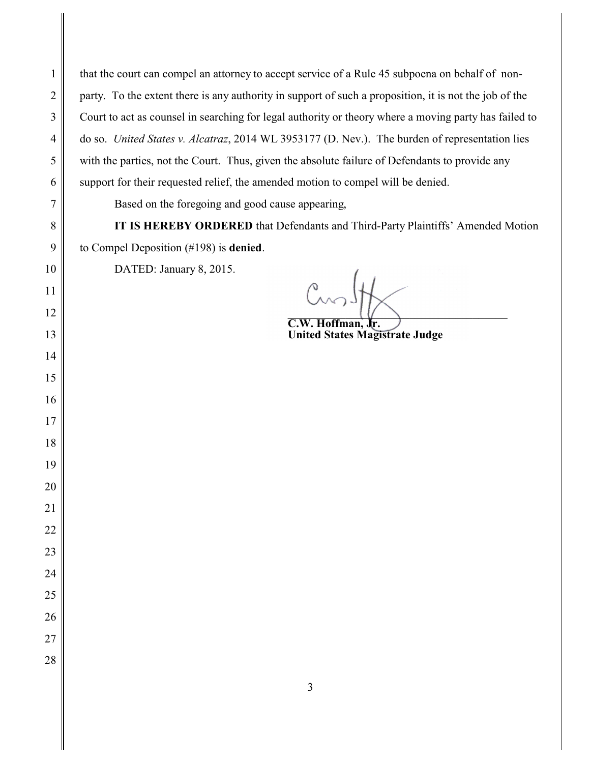that the court can compel an attorney to accept service of a Rule 45 subpoena on behalf of non-party. To the extent there is any authority in support of such a proposition, it is not the job of the Court to act as counsel in searching for legal authority or theory where a moving party has failed to do so. *United States v. Alcatraz*, 2014 WL 3953177 (D. Nev.). The burden of representation lies with the parties, not the Court. Thus, given the absolute failure of Defendants to provide any support for their requested relief, the amended motion to compel will be denied.

Based on the foregoing and good cause appearing,

**IT IS HEREBY ORDERED** that Defendants and Third-Party Plaintiffs' Amended Motion to Compel Deposition (#198) is **denied**.

DATED: January 8, 2015.

**C.W. Hoffman, Jr.**
**United States Magistrate Judge**